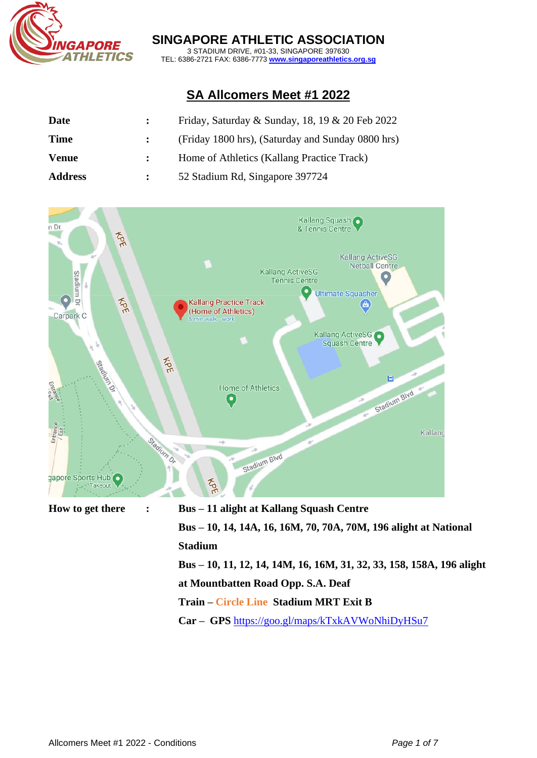**SINGAPORE ATHLETIC ASSOCIATION**
3 STADIUM DRIVE, #01-33, SINGAPORE 397630
TEL: 6386-2721 FAX: 6386-7773 www.singaporeathletics.org.sg

# SA Allcomers Meet #1 2022

| | | |
|---|---|---|
| **Date** | **:** | Friday, Saturday & Sunday, 18, 19 & 20 Feb 2022 |
| **Time** | **:** | (Friday 1800 hrs), (Saturday and Sunday 0800 hrs) |
| **Venue** | **:** | Home of Athletics (Kallang Practice Track) |
| **Address** | **:** | 52 Stadium Rd, Singapore 397724 |

**How to get there** **:**

**Bus – 11 alight at Kallang Squash Centre**

**Bus – 10, 14, 14A, 16, 16M, 70, 70A, 70M, 196 alight at National Stadium**

**Bus – 10, 11, 12, 14, 14M, 16, 16M, 31, 32, 33, 158, 158A, 196 alight at Mountbatten Road Opp. S.A. Deaf**

**Train – Circle Line Stadium MRT Exit B**

**Car – GPS** https://goo.gl/maps/kTxkAVWoNhiDyHSu7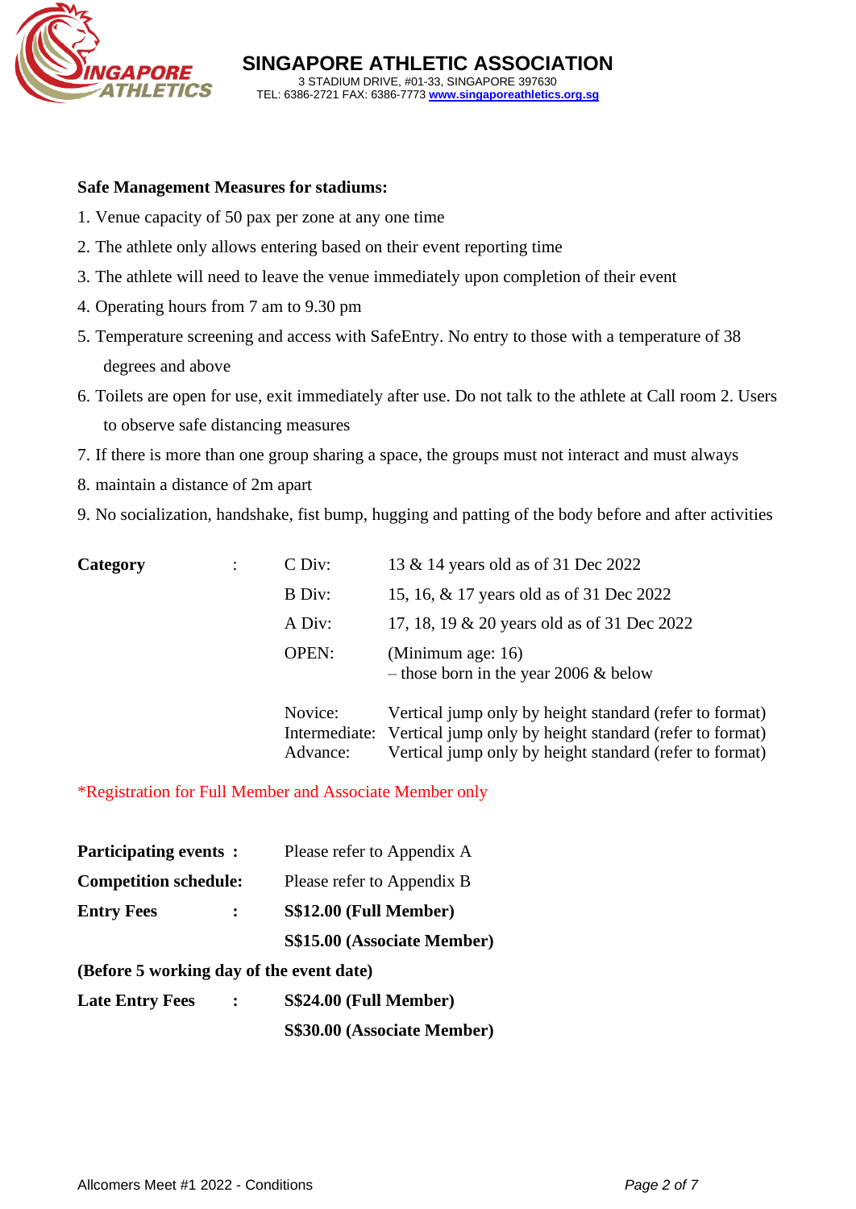**SINGAPORE ATHLETIC ASSOCIATION**
3 STADIUM DRIVE, #01-33, SINGAPORE 397630
TEL: 6386-2721 FAX: 6386-7773 www.singaporeathletics.org.sg

**Safe Management Measures for stadiums:**

1. Venue capacity of 50 pax per zone at any one time
2. The athlete only allows entering based on their event reporting time
3. The athlete will need to leave the venue immediately upon completion of their event
4. Operating hours from 7 am to 9.30 pm
5. Temperature screening and access with SafeEntry. No entry to those with a temperature of 38 degrees and above
6. Toilets are open for use, exit immediately after use. Do not talk to the athlete at Call room 2. Users to observe safe distancing measures
7. If there is more than one group sharing a space, the groups must not interact and must always
8. maintain a distance of 2m apart
9. No socialization, handshake, fist bump, hugging and patting of the body before and after activities

| **Category** | : | | |
|---|---|---|---|
| | | C Div: | 13 & 14 years old as of 31 Dec 2022 |
| | | B Div: | 15, 16, & 17 years old as of 31 Dec 2022 |
| | | A Div: | 17, 18, 19 & 20 years old as of 31 Dec 2022 |
| | | OPEN: | (Minimum age: 16) – those born in the year 2006 & below |
| | | Novice: | Vertical jump only by height standard (refer to format) |
| | | Intermediate: | Vertical jump only by height standard (refer to format) |
| | | Advance: | Vertical jump only by height standard (refer to format) |

*Registration for Full Member and Associate Member only

**Participating events :** Please refer to Appendix A

**Competition schedule:** Please refer to Appendix B

**Entry Fees :** **S$12.00 (Full Member)**
**S$15.00 (Associate Member)**

**(Before 5 working day of the event date)**

**Late Entry Fees :** **S$24.00 (Full Member)**
**S$30.00 (Associate Member)**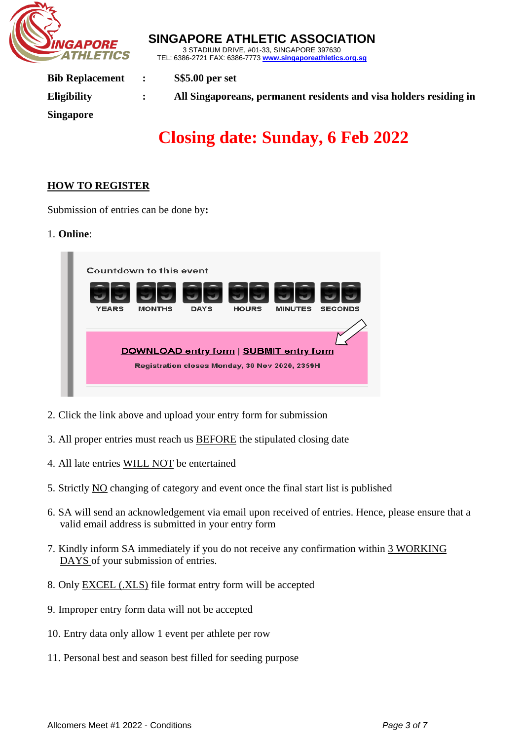**Bib Replacement** : **S$5.00 per set**

**Eligibility** : **All Singaporeans, permanent residents and visa holders residing in Singapore**

## Closing date: Sunday, 6 Feb 2022

### HOW TO REGISTER

Submission of entries can be done by**:**

1. **Online**:

Countdown to this event

99 YEARS 99 MONTHS 99 DAYS 99 HOURS 99 MINUTES 99 SECONDS

DOWNLOAD entry form | SUBMIT entry form

Registration closes Monday, 30 Nov 2020, 2359H

2. Click the link above and upload your entry form for submission
3. All proper entries must reach us BEFORE the stipulated closing date
4. All late entries WILL NOT be entertained
5. Strictly NO changing of category and event once the final start list is published
6. SA will send an acknowledgement via email upon received of entries. Hence, please ensure that a valid email address is submitted in your entry form
7. Kindly inform SA immediately if you do not receive any confirmation within 3 WORKING DAYS of your submission of entries.
8. Only EXCEL (.XLS) file format entry form will be accepted
9. Improper entry form data will not be accepted
10. Entry data only allow 1 event per athlete per row
11. Personal best and season best filled for seeding purpose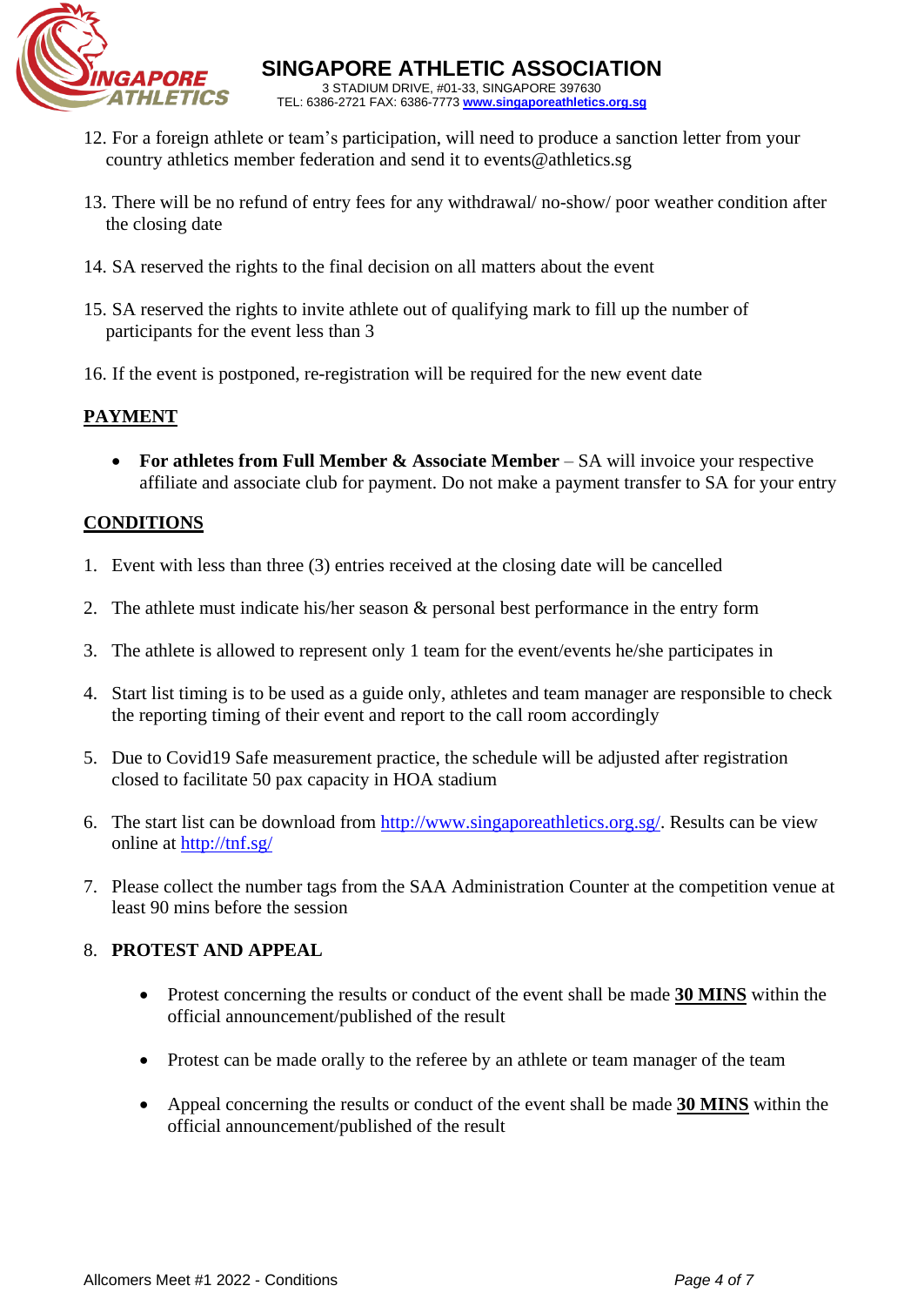12. For a foreign athlete or team's participation, will need to produce a sanction letter from your country athletics member federation and send it to events@athletics.sg

13. There will be no refund of entry fees for any withdrawal/ no-show/ poor weather condition after the closing date

14. SA reserved the rights to the final decision on all matters about the event

15. SA reserved the rights to invite athlete out of qualifying mark to fill up the number of participants for the event less than 3

16. If the event is postponed, re-registration will be required for the new event date

## PAYMENT

- **For athletes from Full Member & Associate Member** – SA will invoice your respective affiliate and associate club for payment. Do not make a payment transfer to SA for your entry

## CONDITIONS

1. Event with less than three (3) entries received at the closing date will be cancelled

2. The athlete must indicate his/her season & personal best performance in the entry form

3. The athlete is allowed to represent only 1 team for the event/events he/she participates in

4. Start list timing is to be used as a guide only, athletes and team manager are responsible to check the reporting timing of their event and report to the call room accordingly

5. Due to Covid19 Safe measurement practice, the schedule will be adjusted after registration closed to facilitate 50 pax capacity in HOA stadium

6. The start list can be download from [http://www.singaporeathletics.org.sg/](http://www.singaporeathletics.org.sg/). Results can be view online at [http://tnf.sg/](http://tnf.sg/)

7. Please collect the number tags from the SAA Administration Counter at the competition venue at least 90 mins before the session

8. **PROTEST AND APPEAL**

    - Protest concerning the results or conduct of the event shall be made **30 MINS** within the official announcement/published of the result

    - Protest can be made orally to the referee by an athlete or team manager of the team

    - Appeal concerning the results or conduct of the event shall be made **30 MINS** within the official announcement/published of the result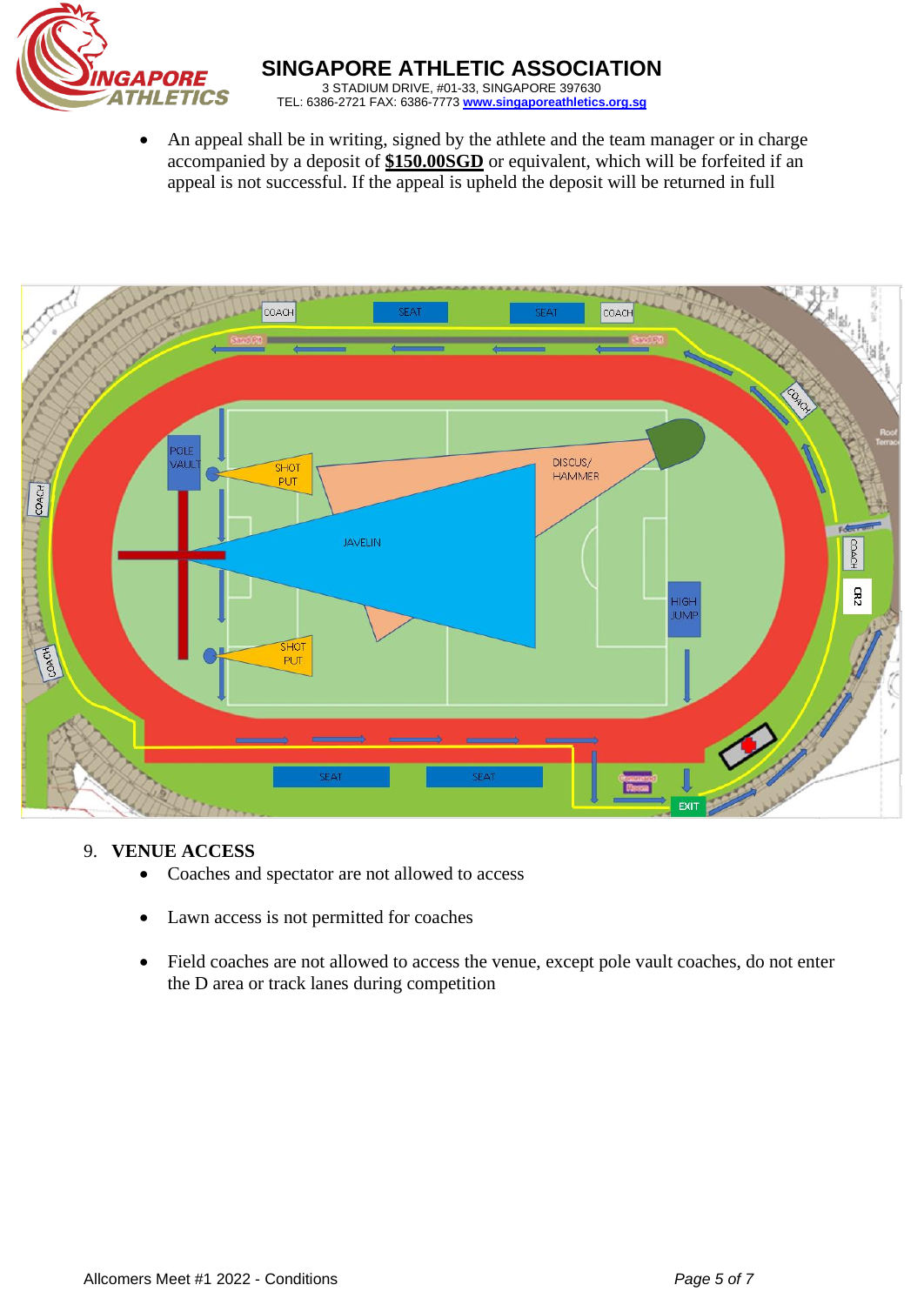- An appeal shall be in writing, signed by the athlete and the team manager or in charge accompanied by a deposit of **$150.00SGD** or equivalent, which will be forfeited if an appeal is not successful. If the appeal is upheld the deposit will be returned in full

## 9. VENUE ACCESS

- Coaches and spectator are not allowed to access
- Lawn access is not permitted for coaches
- Field coaches are not allowed to access the venue, except pole vault coaches, do not enter the D area or track lanes during competition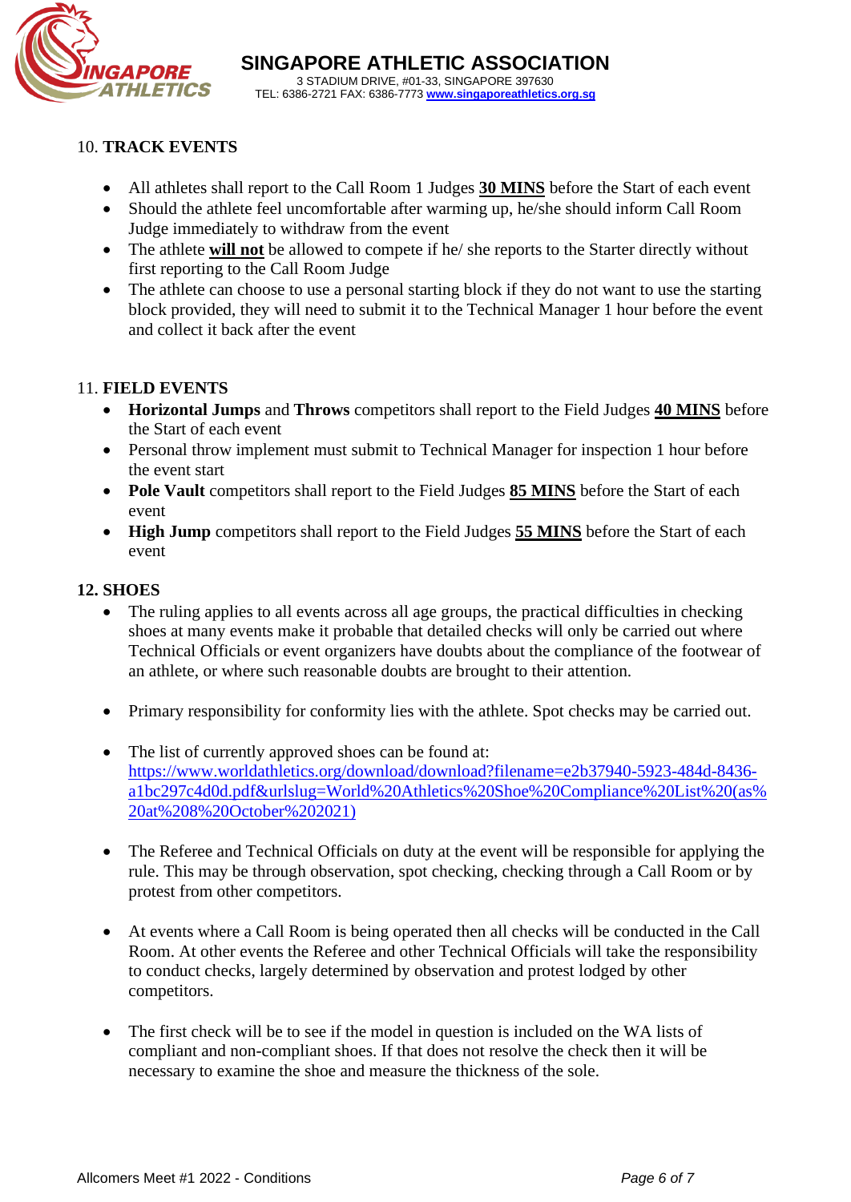10. **TRACK EVENTS**

- All athletes shall report to the Call Room 1 Judges **30 MINS** before the Start of each event
- Should the athlete feel uncomfortable after warming up, he/she should inform Call Room Judge immediately to withdraw from the event
- The athlete **will not** be allowed to compete if he/ she reports to the Starter directly without first reporting to the Call Room Judge
- The athlete can choose to use a personal starting block if they do not want to use the starting block provided, they will need to submit it to the Technical Manager 1 hour before the event and collect it back after the event

11. **FIELD EVENTS**

- **Horizontal Jumps** and **Throws** competitors shall report to the Field Judges **40 MINS** before the Start of each event
- Personal throw implement must submit to Technical Manager for inspection 1 hour before the event start
- **Pole Vault** competitors shall report to the Field Judges **85 MINS** before the Start of each event
- **High Jump** competitors shall report to the Field Judges **55 MINS** before the Start of each event

**12. SHOES**

- The ruling applies to all events across all age groups, the practical difficulties in checking shoes at many events make it probable that detailed checks will only be carried out where Technical Officials or event organizers have doubts about the compliance of the footwear of an athlete, or where such reasonable doubts are brought to their attention.

- Primary responsibility for conformity lies with the athlete. Spot checks may be carried out.

- The list of currently approved shoes can be found at: https://www.worldathletics.org/download/download?filename=e2b37940-5923-484d-8436-a1bc297c4d0d.pdf&urlslug=World%20Athletics%20Shoe%20Compliance%20List%20(as%20at%208%20October%202021)

- The Referee and Technical Officials on duty at the event will be responsible for applying the rule. This may be through observation, spot checking, checking through a Call Room or by protest from other competitors.

- At events where a Call Room is being operated then all checks will be conducted in the Call Room. At other events the Referee and other Technical Officials will take the responsibility to conduct checks, largely determined by observation and protest lodged by other competitors.

- The first check will be to see if the model in question is included on the WA lists of compliant and non-compliant shoes. If that does not resolve the check then it will be necessary to examine the shoe and measure the thickness of the sole.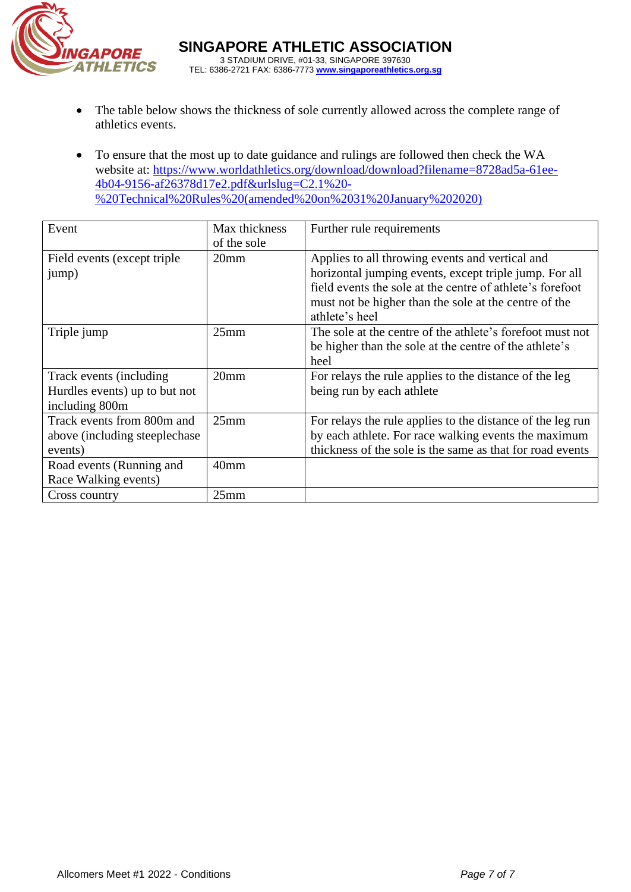- The table below shows the thickness of sole currently allowed across the complete range of athletics events.

- To ensure that the most up to date guidance and rulings are followed then check the WA website at: https://www.worldathletics.org/download/download?filename=8728ad5a-61ee-4b04-9156-af26378d17e2.pdf&urlslug=C2.1%20-%20Technical%20Rules%20(amended%20on%2031%20January%202020)

| Event | Max thickness of the sole | Further rule requirements |
|---|---|---|
| Field events (except triple jump) | 20mm | Applies to all throwing events and vertical and horizontal jumping events, except triple jump. For all field events the sole at the centre of athlete's forefoot must not be higher than the sole at the centre of the athlete's heel |
| Triple jump | 25mm | The sole at the centre of the athlete's forefoot must not be higher than the sole at the centre of the athlete's heel |
| Track events (including Hurdles events) up to but not including 800m | 20mm | For relays the rule applies to the distance of the leg being run by each athlete |
| Track events from 800m and above (including steeplechase events) | 25mm | For relays the rule applies to the distance of the leg run by each athlete. For race walking events the maximum thickness of the sole is the same as that for road events |
| Road events (Running and Race Walking events) | 40mm | |
| Cross country | 25mm | |